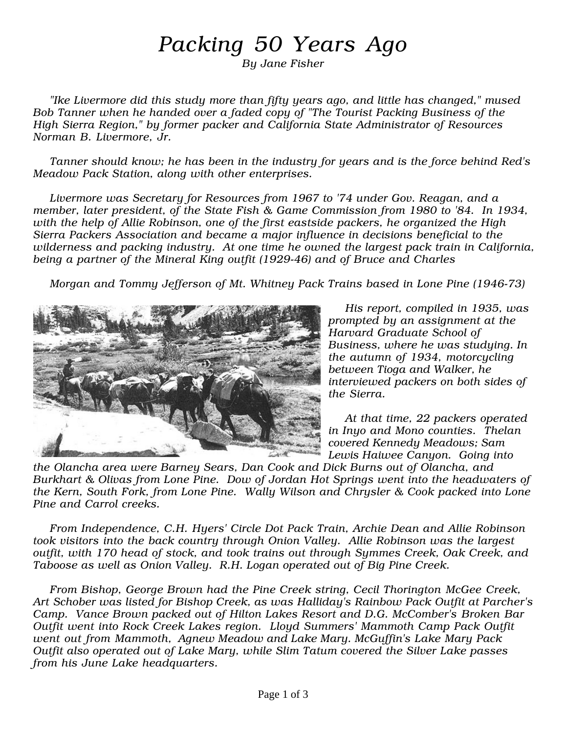# *Packing 50 Years Ago*

*By Jane Fisher*

*"Ike Livermore did this study more than fifty years ago, and little has changed," mused Bob Tanner when he handed over a faded copy of "The Tourist Packing Business of the High Sierra Region," by former packer and California State Administrator of Resources Norman B. Livermore, Jr.*

*Tanner should know; he has been in the industry for years and is the force behind Red's Meadow Pack Station, along with other enterprises.*

*Livermore was Secretary for Resources from 1967 to '74 under Gov. Reagan, and a member, later president, of the State Fish & Game Commission from 1980 to '84. In 1934, with the help of Allie Robinson, one of the first eastside packers, he organized the High Sierra Packers Association and became a major influence in decisions beneficial to the wilderness and packing industry. At one time he owned the largest pack train in California, being a partner of the Mineral King outfit (1929-46) and of Bruce and Charles Morgan and Tommy Jefferson of Mt. Whitney Pack Trains based in Lone Pine (1946-73)*

*His report, compiled in 1935, was prompted by an assignment at the Harvard Graduate School of Business, where he was studying. In the autumn of 1934, motorcycling between Tioga and Walker, he interviewed packers on both sides of the Sierra.*

*At that time, 22 packers operated in Inyo and Mono counties. Thelan covered Kennedy Meadows; Sam Lewis Haiwee Canyon. Going into the Olancha area were Barney Sears, Dan Cook and Dick Burns out of Olancha, and Burkhart & Olivas from Lone Pine. Dow of Jordan Hot Springs went into the headwaters of the Kern, South Fork, from Lone Pine. Wally Wilson and Chrysler & Cook packed into Lone Pine and Carrol creeks.*

*From Independence, C.H. Hyers' Circle Dot Pack Train, Archie Dean and Allie Robinson took visitors into the back country through Onion Valley. Allie Robinson was the largest outfit, with 170 head of stock, and took trains out through Symmes Creek, Oak Creek, and Taboose as well as Onion Valley. R.H. Logan operated out of Big Pine Creek.*

*From Bishop, George Brown had the Pine Creek string, Cecil Thorington McGee Creek, Art Schober was listed for Bishop Creek, as was Halliday's Rainbow Pack Outfit at Parcher's Camp. Vance Brown packed out of Hilton Lakes Resort and D.G. McComber's Broken Bar Outfit went into Rock Creek Lakes region. Lloyd Summers' Mammoth Camp Pack Outfit went out from Mammoth, Agnew Meadow and Lake Mary. McGuffin's Lake Mary Pack Outfit also operated out of Lake Mary, while Slim Tatum covered the Silver Lake passes from his June Lake headquarters.*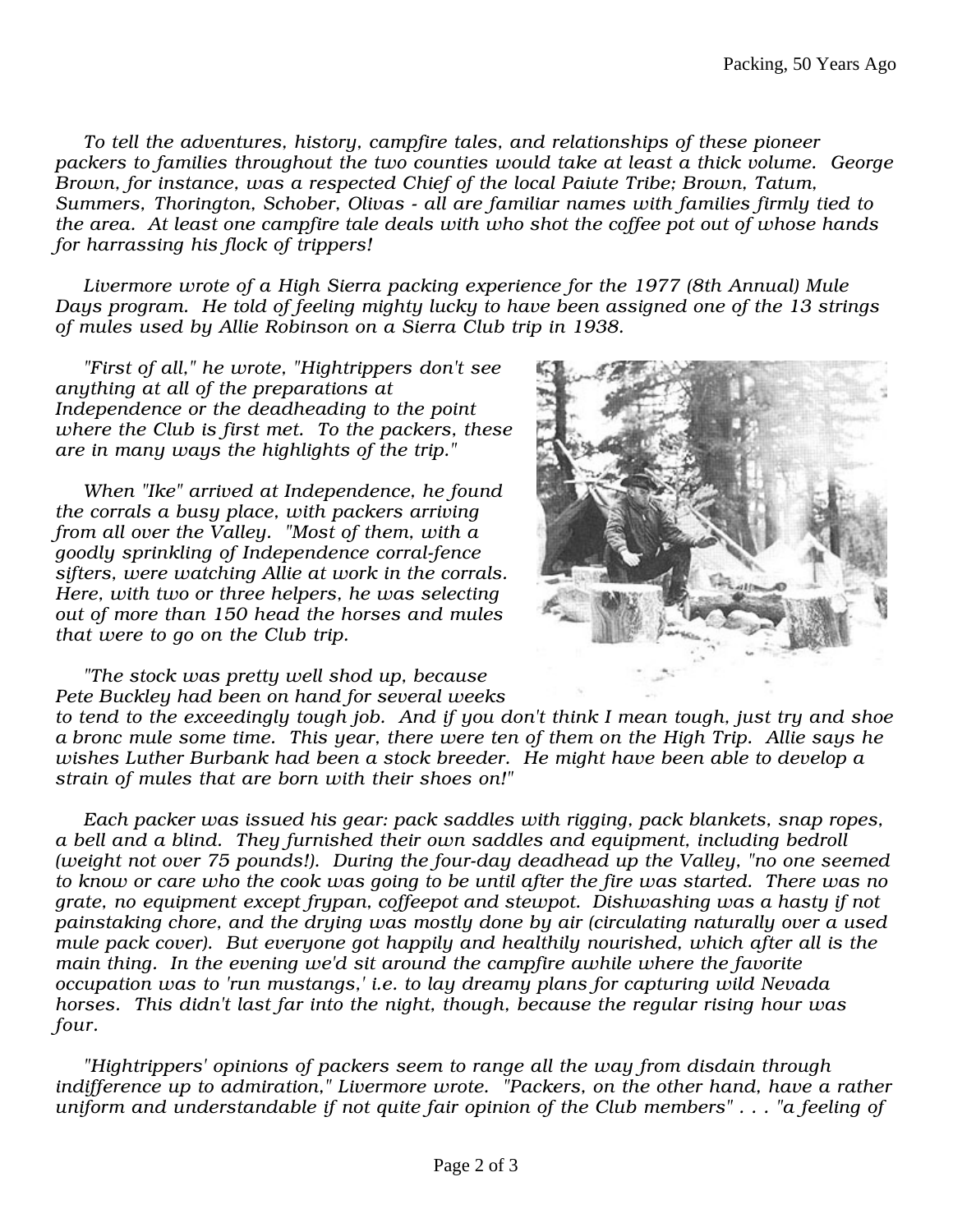*To tell the adventures, history, campfire tales, and relationships of these pioneer packers to families throughout the two counties would take at least a thick volume. George Brown, for instance, was a respected Chief of the local Paiute Tribe; Brown, Tatum, Summers, Thorington, Schober, Olivas - all are familiar names with families firmly tied to the area. At least one campfire tale deals with who shot the coffee pot out of whose hands for harrassing his flock of trippers!*

*Livermore wrote of a High Sierra packing experience for the 1977 (8th Annual) Mule Days program. He told of feeling mighty lucky to have been assigned one of the 13 strings of mules used by Allie Robinson on a Sierra Club trip in 1938.*

*"First of all," he wrote, "Hightrippers don't see anything at all of the preparations at Independence or the deadheading to the point where the Club is first met. To the packers, these are in many ways the highlights of the trip."*

*When "Ike" arrived at Independence, he found the corrals a busy place, with packers arriving from all over the Valley. "Most of them, with a goodly sprinkling of Independence corral-fence sifters, were watching Allie at work in the corrals. Here, with two or three helpers, he was selecting out of more than 150 head the horses and mules that were to go on the Club trip.*

*"The stock was pretty well shod up, because Pete Buckley had been on hand for several weeks to tend to the exceedingly tough job. And if you don't think I mean tough, just try and shoe a bronc mule some time. This year, there were ten of them on the High Trip. Allie says he wishes Luther Burbank had been a stock breeder. He might have been able to develop a strain of mules that are born with their shoes on!"*

*Each packer was issued his gear: pack saddles with rigging, pack blankets, snap ropes, a bell and a blind. They furnished their own saddles and equipment, including bedroll (weight not over 75 pounds!). During the four-day deadhead up the Valley, "no one seemed to know or care who the cook was going to be until after the fire was started. There was no grate, no equipment except frypan, coffeepot and stewpot. Dishwashing was a hasty if not painstaking chore, and the drying was mostly done by air (circulating naturally over a used mule pack cover). But everyone got happily and healthily nourished, which after all is the main thing. In the evening we'd sit around the campfire awhile where the favorite occupation was to 'run mustangs,' i.e. to lay dreamy plans for capturing wild Nevada horses. This didn't last far into the night, though, because the regular rising hour was four.*

*"Hightrippers' opinions of packers seem to range all the way from disdain through indifference up to admiration," Livermore wrote. "Packers, on the other hand, have a rather uniform and understandable if not quite fair opinion of the Club members" . . . "a feeling of*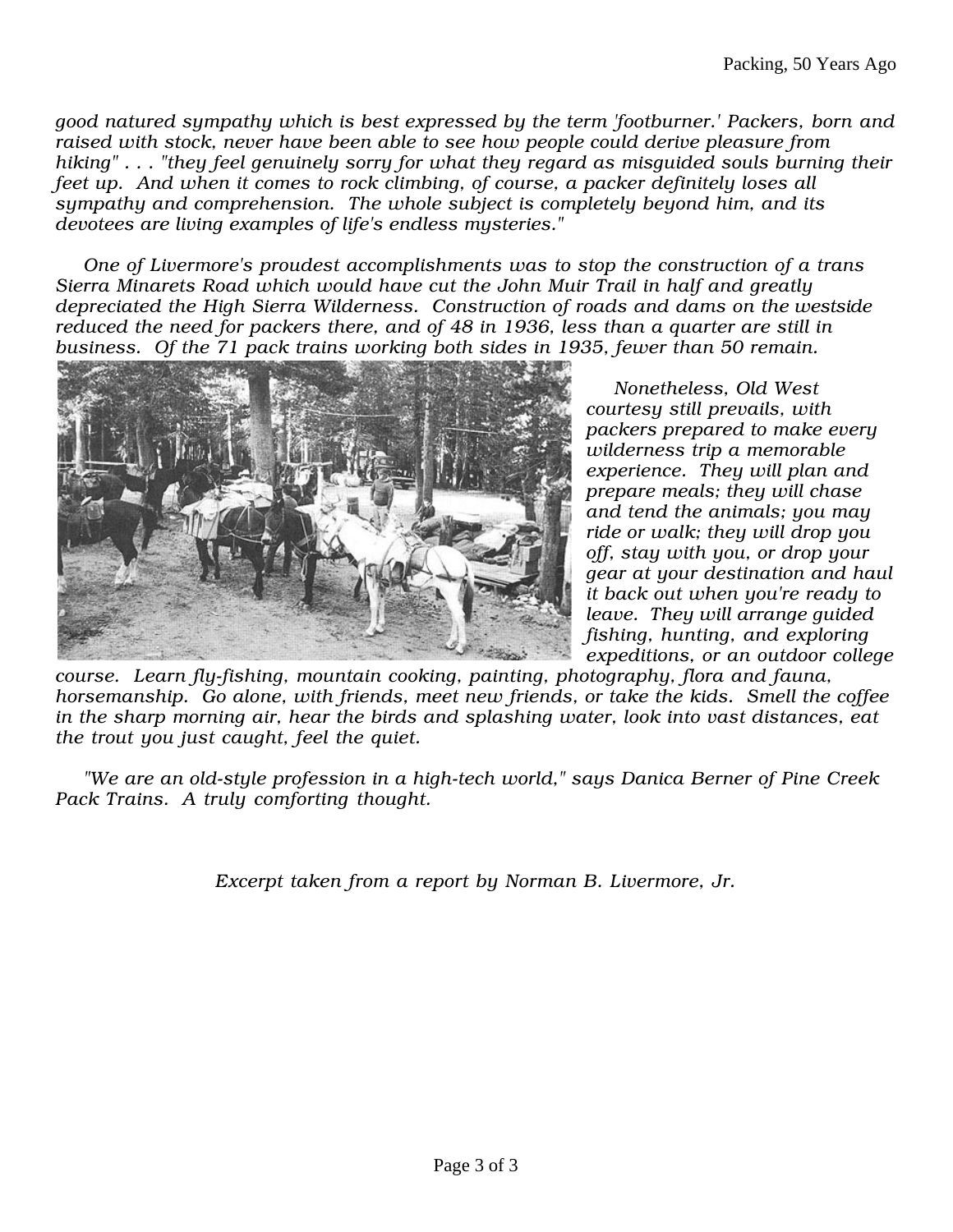*good natured sympathy which is best expressed by the term 'footburner.' Packers, born and raised with stock, never have been able to see how people could derive pleasure from hiking" . . . "they feel genuinely sorry for what they regard as misguided souls burning their feet up. And when it comes to rock climbing, of course, a packer definitely loses all sympathy and comprehension. The whole subject is completely beyond him, and its devotees are living examples of life's endless mysteries."*

*One of Livermore's proudest accomplishments was to stop the construction of a trans Sierra Minarets Road which would have cut the John Muir Trail in half and greatly depreciated the High Sierra Wilderness. Construction of roads and dams on the westside reduced the need for packers there, and of 48 in 1936, less than a quarter are still in business. Of the 71 pack trains working both sides in 1935, fewer than 50 remain.*

*Nonetheless, Old West courtesy still prevails, with packers prepared to make every wilderness trip a memorable experience. They will plan and prepare meals; they will chase and tend the animals; you may ride or walk; they will drop you off, stay with you, or drop your gear at your destination and haul it back out when you're ready to leave. They will arrange guided fishing, hunting, and exploring expeditions, or an outdoor college course. Learn fly-fishing, mountain cooking, painting, photography, flora and fauna, horsemanship. Go alone, with friends, meet new friends, or take the kids. Smell the coffee in the sharp morning air, hear the birds and splashing water, look into vast distances, eat the trout you just caught, feel the quiet.*

*"We are an old-style profession in a high-tech world," says Danica Berner of Pine Creek Pack Trains. A truly comforting thought.*

*Excerpt taken from a report by Norman B. Livermore, Jr.*